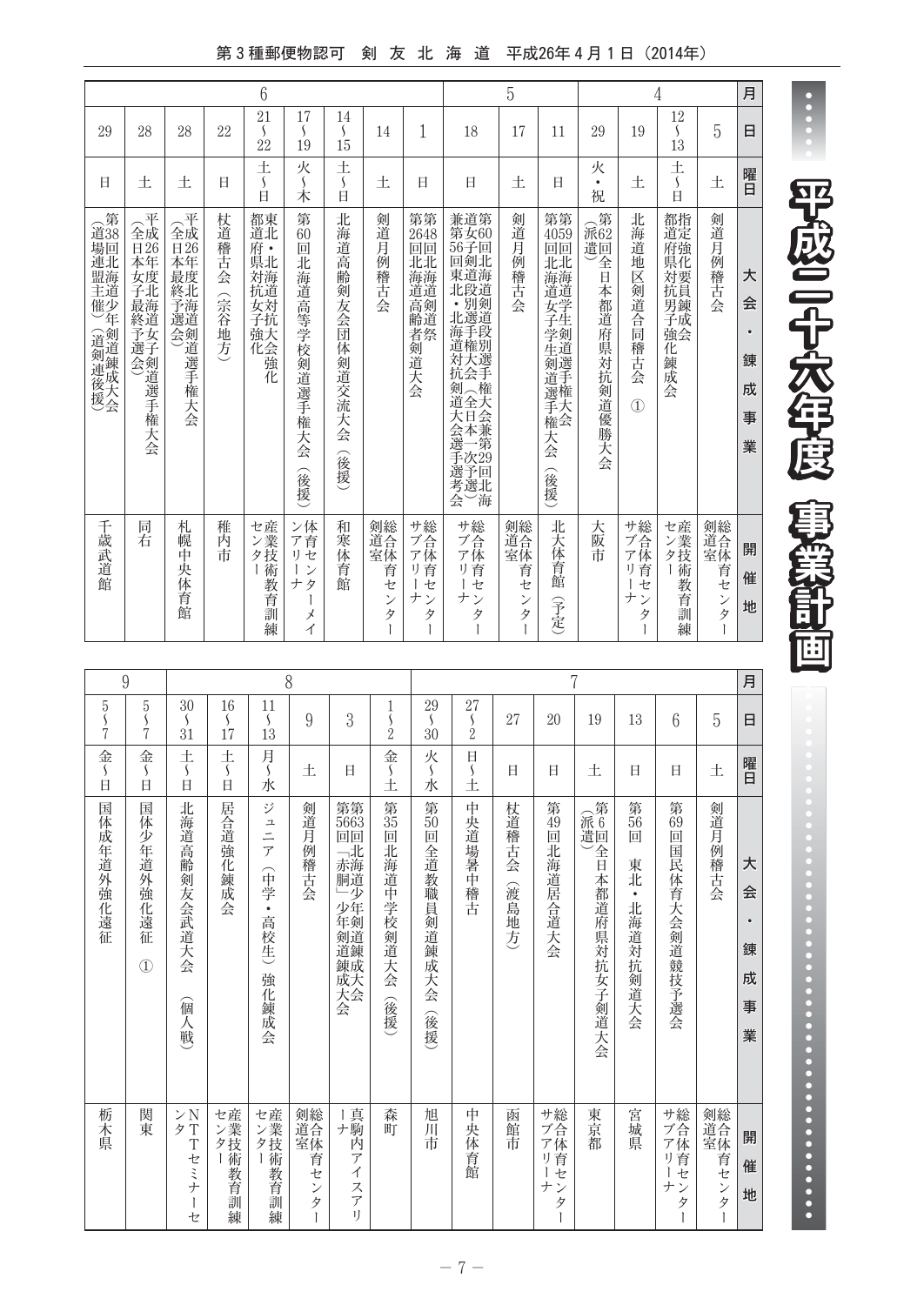# 平成二十六年度 事業計画

| 月 | 日 | 曜日 | 大会・錬成事業 | 開催地 |
|---|---|---|---|---|
| 4 | 5 | 土 | 剣道月例稽古会 | 総合体育センター剣道室 |
| | 12〜13 | 土〜日 | 指定強化要員錬成会 都道府県対抗男子強化錬成会 | 産業技術教育訓練センター |
| | 19 | 土 | 北海道地区剣道合同稽古会 ① | 総合体育センターサブアリーナ |
| | 29 | 火・祝 | 第62回全日本都道府県対抗剣道優勝大会（派遣） | 大阪市 |
| 5 | 11 | 日 | 第4059回北海道学生剣道選手権大会 第回北海道女子学生剣道選手権大会（後援） | 北大体育館（予定） |
| | 17 | 土 | 剣道月例稽古会 | 総合体育センター剣道室 |
| | 18 | 日 | 第60回北海道剣道段別選手権大会兼第29回北海道女子剣道段別選手権大会（全日本一次予選）兼第56回東北・北海道対抗剣道大会選手選考会 | 総合体育センターサブアリーナ |
| 6 | 1 | 日 | 第2648回北海道剣道祭 第回北海道高齢者剣道大会 | 総合体育センターサブアリーナ |
| | 14 | 土 | 剣道月例稽古会 | 総合体育センター剣道室 |
| | 14〜15 | 土〜日 | 北海道高齢剣友会団体剣道交流大会（後援） | 和寒体育館 |
| | 17〜19 | 火〜木 | 第60回北海道高等学校剣道選手権大会（後援） | 体育センターメインアリーナ |
| | 21〜22 | 土〜日 | 東北・北海道対抗大会強化 都道府県対抗女子強化 | 産業技術教育訓練センター |
| | 22 | 日 | 杖道稽古会（宗谷地方） | 稚内市 |
| | 28 | 土 | 平成26年度北海道剣道選手権大会（全日本最終予選会） | 札幌中央体育館 |
| | 28 | 土 | 平成26年度北海道女子剣道選手権大会（全日本女子最終予選会） | 同右 |
| | 29 | 日 | 第38回北海道少年剣道錬成大会（道場連盟主催）（道剣連後援） | 千歳武道館 |
| 7 | 5 | 土 | 剣道月例稽古会 | 総合体育センター剣道室 |
| | 6 | 日 | 第69回国民体育大会剣道競技予選会 | 総合体育センターサブアリーナ |
| | 13 | 日 | 第56回　東北・北海道対抗剣道大会 | 宮城県 |
| | 19 | 土 | 第6回全日本都道府県対抗女子剣道大会（派遣） | 東京都 |
| | 20 | 日 | 第49回北海道居合道大会 | 総合体育センターサブアリーナ |
| | 27 | 日 | 杖道稽古会（渡島地方） | 函館市 |
| | 27〜2 | 日〜土 | 中央道場暑中稽古 | 中央体育館 |
| | 29〜30 | 火〜水 | 第50回全道教職員剣道錬成大会（後援） | 旭川市 |
| 8 | 1〜2 | 金〜土 | 第35回北海道中学校剣道大会（後援） | 森町 |
| | 3 | 日 | 第5663回北海道少年剣道錬成大会 第回「赤胴」少年剣道錬成大会 | 真駒内アイスアリーナ |
| | 9 | 土 | 剣道月例稽古会 | 総合体育センター剣道室 |
| | 11〜13 | 月〜水 | ジュニア（中学・高校生）強化錬成会 | 産業技術教育訓練センター |
| | 16〜17 | 土〜日 | 居合道強化錬成会 | 産業技術教育訓練センター |
| | 30〜31 | 土〜日 | 北海道高齢剣友会武道大会（個人戦） | NTTセミナーセンタ |
| 9 | 5〜7 | 金〜日 | 国体少年道外強化遠征 ① | 関東 |
| | 5〜7 | 金〜日 | 国体成年道外強化遠征 | 栃木県 |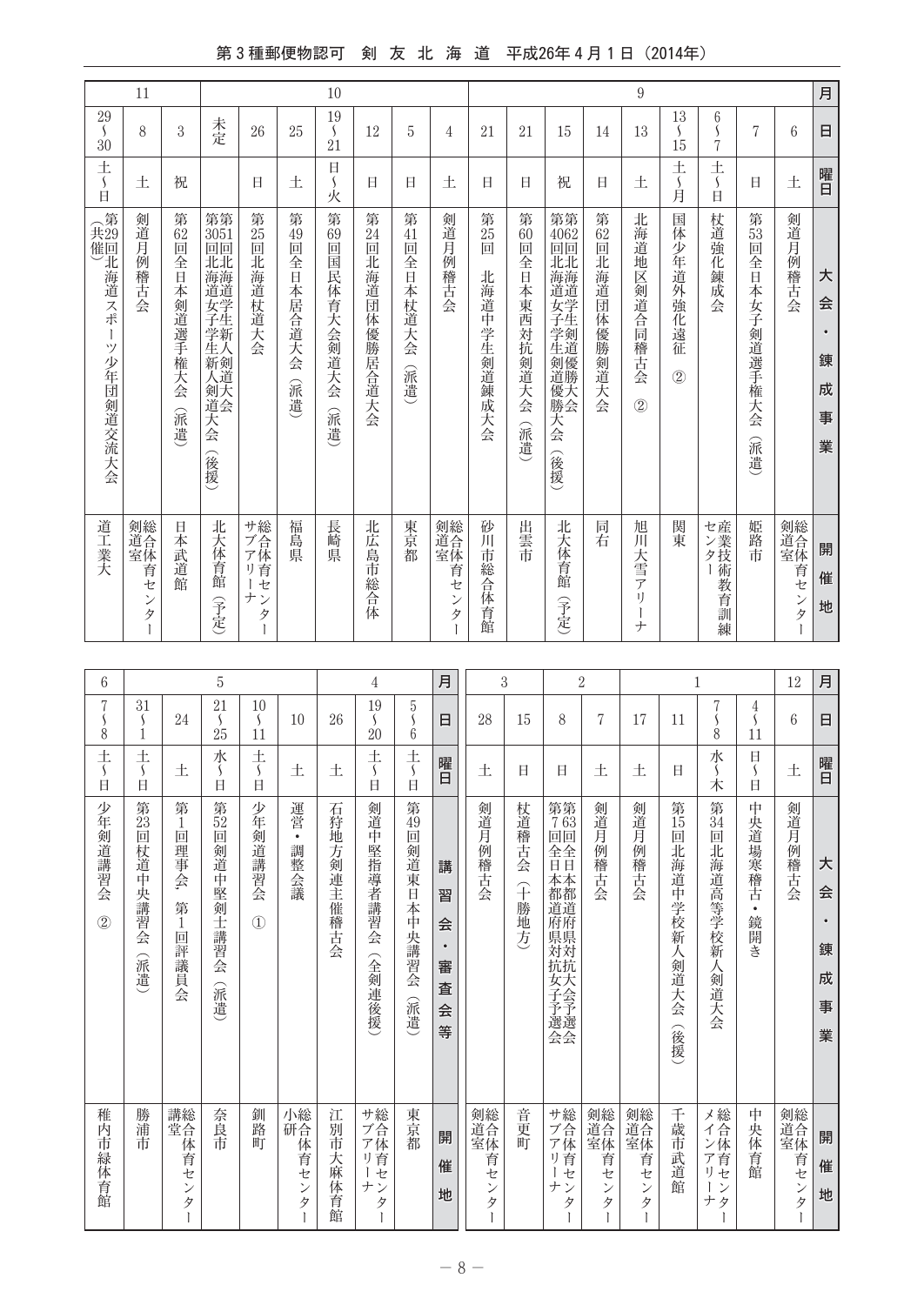| 月 | 日 | 曜日 | 大会・錬成事業 | 開催地 |
|---|---|---|---|---|
| 9 | 6 | 土 | 剣道月例稽古会 | 総合体育センター剣道室 |
| | 7 | 日 | 第53回全日本女子剣道選手権大会（派遣） | 姫路市 |
| | 6～7 | 土～日 | 杖道強化錬成会 | 産業技術教育訓練センター |
| | 13～15 | 土～月 | 国体少年道外強化遠征　② | 関東 |
| | 13 | 土 | 北海道地区剣道合同稽古会　② | 旭川大雪アリーナ |
| | 14 | 日 | 第62回北海道団体優勝剣道大会 | 同右 |
| | 15 | 祝 | 第4062回北海道学生剣道優勝大会<br>第回北海道女子学生剣道優勝大会（後援） | 北大体育館（予定） |
| | 21 | 日 | 第60回全日本東西対抗剣道大会（派遣） | 出雲市 |
| | 21 | 日 | 第25回　北海道中学生剣道錬成大会 | 砂川市総合体育館 |
| 10 | 4 | 土 | 剣道月例稽古会 | 総合体育センター剣道室 |
| | 5 | 日 | 第41回全日本杖道大会（派遣） | 東京都 |
| | 12 | 日 | 第24回北海道団体優勝居合道大会 | 北広島市総合体 |
| | 19～21 | 日～火 | 第69回国民体育大会剣道大会（派遣） | 長崎県 |
| | 25 | 土 | 第49回全日本居合道大会（派遣） | 福島県 |
| | 26 | 日 | 第25回北海道杖道大会 | 総合体育センターサブアリーナ |
| | 未定 | | 第3051回北海道学生新人剣道大会<br>第回北海道女子学生新人剣道大会（後援） | 北大体育館（予定） |
| 11 | 3 | 祝 | 第62回全日本剣道選手権大会（派遣） | 日本武道館 |
| | 8 | 土 | 剣道月例稽古会 | 総合体育センター剣道室 |
| | 29～30 | 土～日 | 第29回北海道スポーツ少年団剣道交流大会（共催） | 道工業大 |

| 月 | 日 | 曜日 | 大会・錬成事業 | 開催地 |
|---|---|---|---|---|
| 12 | 6 | 土 | 剣道月例稽古会 | 総合体育センター剣道室 |
| 1 | 4～11 | 日～日 | 中央道場寒稽古・鏡開き | 中央体育館 |
| | 7～8 | 水～木 | 第34回北海道高等学校新人剣道大会 | 総合体育センターメインアリーナ |
| | 11 | 日 | 第15回北海道中学校新人剣道大会（後援） | 千歳市武道館 |
| | 17 | 土 | 剣道月例稽古会 | 総合体育センター剣道室 |
| 2 | 7 | 土 | 剣道月例稽古会 | 総合体育センター剣道室 |
| | 8 | 日 | 第763回全日本都道府県対抗大会予選会<br>第回全日本都道府県対抗女子予選会 | 総合体育センターサブアリーナ |
| | 15 | 日 | 杖道稽古会（十勝地方） | 音更町 |
| 3 | 28 | 土 | 剣道月例稽古会 | 総合体育センター剣道室 |

| 月 | 日 | 曜日 | 講習会・審査会等 | 開催地 |
|---|---|---|---|---|
| 4 | 5～6 | 土～日 | 第49回剣道東日本中央講習会（派遣） | 東京都 |
| | 19～20 | 土～日 | 剣道中堅指導者講習会（全剣連後援） | 総合体育センターサブアリーナ |
| | 26 | 土 | 石狩地方剣連主催稽古会 | 江別市大麻体育館 |
| 5 | 10 | 土 | 運営・調整会議 | 総合体育センター小研 |
| | 10～11 | 土～日 | 少年剣道講習会　① | 釧路町 |
| | 21～25 | 水～日 | 第52回剣道中堅剣士講習会（派遣） | 奈良市 |
| | 24 | 土 | 第1回理事会・第1回評議員会 | 総合体育センター講堂 |
| | 31～1 | 土～日 | 第23回杖道中央講習会（派遣） | 勝浦市 |
| 6 | 7～8 | 土～日 | 少年剣道講習会　② | 稚内市緑体育館 |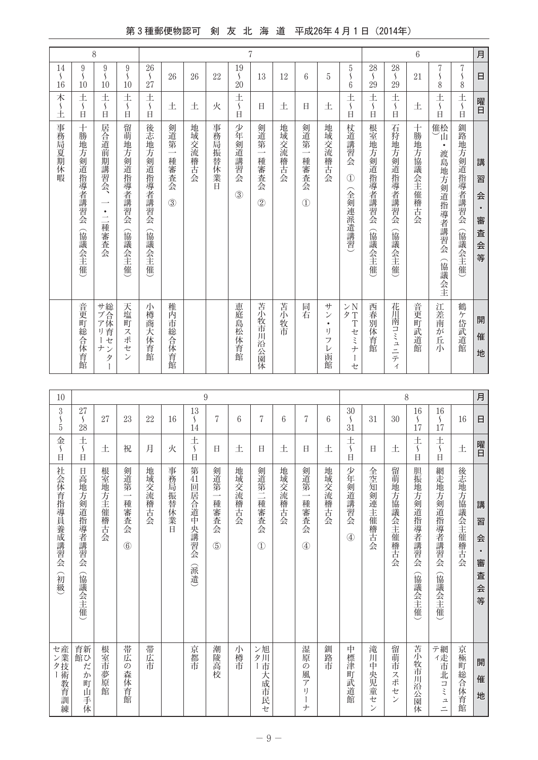| 月 | 日 | 曜日 | 講習会・審査会等 | 開催地 |
|---|---|---|---|---|
| 6 | 7～8 | 土～日 | 釧路地方剣道指導者講習会（協議会主催） | 鶴ケ岱武道館 |
| | 7～8 | 土～日 | 桧山・渡島地方剣道指導者講習会（協議会主催） | 江差南が丘小 |
| | 21 | 土 | 十勝地方協議会主催稽古会 | 音更町武道館 |
| | 28～29 | 土～日 | 石狩地方剣道指導者講習会（協議会主催） | 花川南コミュニティ |
| | 28～29 | 土～日 | 根室地方剣道指導者講習会（協議会主催） | 西春別体育館 |
| 7 | 5～6 | 土～日 | 杖道講習会 ①（全剣連派遣講習） | NTTセミナーセンタ |
| | 5 | 土 | 地域交流稽古会 | サン・リフレ函館 |
| | 6 | 日 | 剣道第一種審査会 ① | 同右 |
| | 12 | 土 | 地域交流稽古会 | 苫小牧市 |
| | 13 | 日 | 剣道第一種審査会 ② | 苫小牧市川沿公園体 |
| | 19～20 | 土～日 | 少年剣道講習会 ③ | 恵庭島松体育館 |
| | 22 | 火 | 事務局振替休業日 | |
| | 26 | 土 | 地域交流稽古会 | |
| | 26 | 土 | 剣道第一種審査会 ③ | 稚内市総合体育館 |
| | 26～27 | 土～日 | 後志地方剣道指導者講習会（協議会主催） | 小樽商大体育館 |
| 8 | 9～10 | 土～日 | 留萌地方剣道指導者講習会（協議会主催） | 天塩町スポセン |
| | 9～10 | 土～日 | 居合道前期講習会、一・二種審査会 | 総合体育センターサブアリーナ |
| | 9～10 | 土～日 | 十勝地方剣道指導者講習会（協議会主催） | 音更町総合体育館 |
| | 14～16 | 木～土 | 事務局夏期休暇 | |

| 月 | 日 | 曜日 | 講習会・審査会等 | 開催地 |
|---|---|---|---|---|
| 8 | 16 | 土 | 後志地方協議会主催稽古会 | 京極町総合体育館 |
| | 16～17 | 土～日 | 網走地方剣道指導者講習会（協議会主催） | 網走市北コミュニティ |
| | 16～17 | 土～日 | 胆振地方剣道指導者講習会（協議会主催） | 苫小牧市川沿公園体 |
| | 30 | 土 | 留萌地方協議会主催稽古会 | 留萌市スポセン |
| | 31 | 日 | 全空知剣連主催稽古会 | 滝川中央児童セン |
| | 30～31 | 土～日 | 少年剣道講習会 ④ | 中標津町武道館 |
| 9 | 6 | 土 | 地域交流稽古会 | 釧路市 |
| | 7 | 日 | 剣道第一種審査会 ④ | 湿原の風アリーナ |
| | 6 | 土 | 地域交流稽古会 | |
| | 7 | 日 | 剣道第二種審査会 ① | 旭川市大成市民センター |
| | 6 | 土 | 地域交流稽古会 | 小樽市 |
| | 7 | 日 | 剣道第一種審査会 ⑤ | 潮陵高校 |
| | 13～14 | 土～日 | 第41回居合道中央講習会（派遣） | 京都市 |
| | 16 | 火 | 事務局振替休業日 | |
| | 22 | 月 | 地域交流稽古会 | 帯広市 |
| | 23 | 祝 | 剣道第一種審査会 ⑥ | 帯広の森体育館 |
| | 27 | 土 | 根室地方主催稽古会 | 根室市夢原館 |
| | 27～28 | 土～日 | 日高地方剣道指導者講習会（協議会主催） | 新ひだか町山手体育館 |
| 10 | 3～5 | 金～日 | 社会体育指導員養成講習会（初級） | 産業技術教育訓練センター |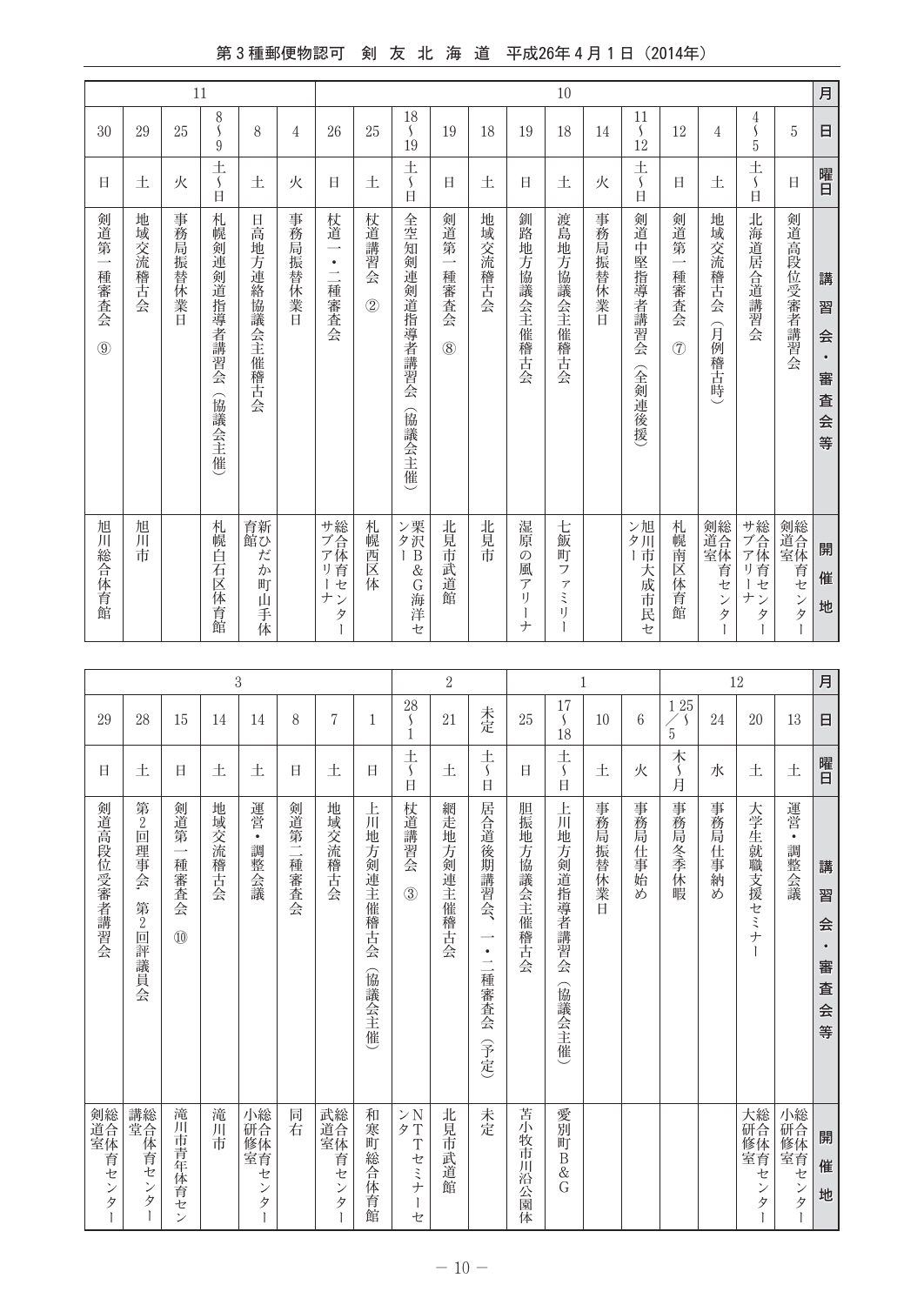| 月 | 日 | 曜日 | 講習会・審査会等 | 開催地 |
|---|---|---|---|---|
| 10 | 5 | 日 | 剣道高段位受審者講習会 | 総合体育センター剣道室 |
| | 4～5 | 土～日 | 北海道居合道講習会 | 総合体育センターサブアリーナ |
| | 4 | 土 | 地域交流稽古会（月例稽古時） | 総合体育センター剣道室 |
| | 12 | 日 | 剣道第一種審査会 ⑦ | 札幌南区体育館 |
| | 11～12 | 土～日 | 剣道中堅指導者講習会（全剣連後援） | 旭川市大成市民センター |
| | 14 | 火 | 事務局振替休業日 | |
| | 18 | 土 | 渡島地方協議会主催稽古会 | 七飯町ファミリー |
| | 19 | 日 | 釧路地方協議会主催稽古会 | 湿原の風アリーナ |
| | 18 | 土 | 地域交流稽古会 | 北見市 |
| | 19 | 日 | 剣道第一種審査会 ⑧ | 北見市武道館 |
| | 18～19 | 土～日 | 全空知剣連剣道指導者講習会（協議会主催） | 栗沢B&G海洋センター |
| | 25 | 土 | 杖道講習会 ② | 札幌西区体育 |
| | 26 | 日 | 杖道一・二種審査会 | 総合体育センターサブアリーナ |
| 11 | 4 | 火 | 事務局振替休業日 | |
| | 8 | 土 | 日高地方連絡協議会主催稽古会 | 新ひだか町山手体育館 |
| | 8～9 | 土～日 | 札幌剣連剣道指導者講習会（協議会主催） | 札幌白石区体育館 |
| | 25 | 火 | 事務局振替休業日 | |
| | 29 | 土 | 地域交流稽古会 | 旭川市 |
| | 30 | 日 | 剣道第一種審査会 ⑨ | 旭川総合体育館 |

| 月 | 日 | 曜日 | 講習会・審査会等 | 開催地 |
|---|---|---|---|---|
| 12 | 13 | 土 | 運営・調整会議 | 総合体育センター小研修室 |
| | 20 | 土 | 大学生就職支援セミナー | 総合体育センター大研修室 |
| | 24 | 水 | 事務局仕事納め | |
| | 25～1/5 | 木～月 | 事務局冬季休暇 | |
| 1 | 6 | 火 | 事務局仕事始め | |
| | 10 | 土 | 事務局振替休業日 | |
| | 17～18 | 土～日 | 上川地方剣道指導者講習会（協議会主催） | 愛別町B&G |
| | 25 | 日 | 胆振地方協議会主催稽古会 | 苫小牧市川沿公園体 |
| 2 | 未定 | 土～日 | 居合道後期講習会、一・二種審査会（予定） | 未定 |
| | 21 | 土 | 網走地方剣連主催稽古会 | 北見市武道館 |
| | 28～1 | 土～日 | 杖道講習会 ③ | NTTセミナーセンタ |
| 3 | 1 | 日 | 上川地方剣連主催稽古会（協議会主催） | 和寒町総合体育館 |
| | 7 | 土 | 地域交流稽古会 | 総合体育センター武道室 |
| | 8 | 日 | 剣道第二種審査会 | 同右 |
| | 14 | 土 | 運営・調整会議 | 総合体育センター小研修室 |
| | 14 | 土 | 地域交流稽古会 | 滝川市 |
| | 15 | 日 | 剣道第一種審査会 ⑩ | 滝川市青年体育セン |
| | 28 | 土 | 第2回理事会、第2回評議員会 | 総合体育センター講堂 |
| | 29 | 日 | 剣道高段位受審者講習会 | 総合体育センター剣道室 |